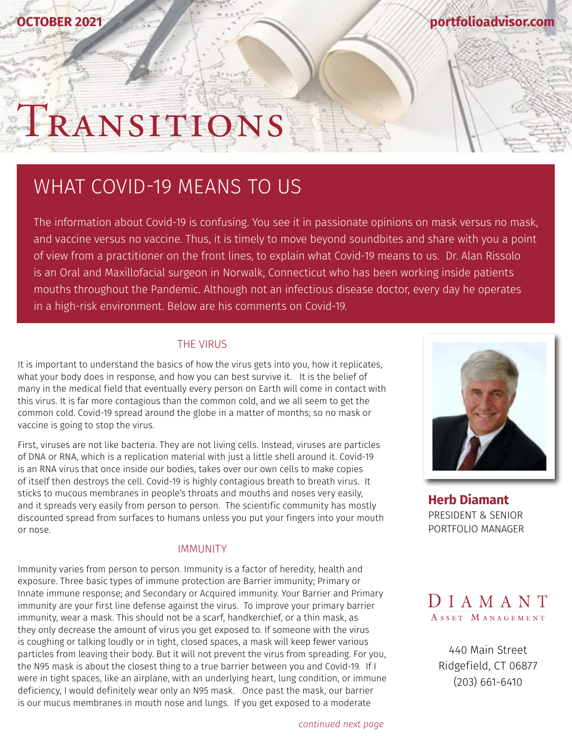OCTOBER 2021

portfolioadvisor.com

# Transitions

## WHAT COVID-19 MEANS TO US

The information about Covid-19 is confusing. You see it in passionate opinions on mask versus no mask, and vaccine versus no vaccine. Thus, it is timely to move beyond soundbites and share with you a point of view from a practitioner on the front lines, to explain what Covid-19 means to us. Dr. Alan Rissolo is an Oral and Maxillofacial surgeon in Norwalk, Connecticut who has been working inside patients mouths throughout the Pandemic. Although not an infectious disease doctor, every day he operates in a high-risk environment. Below are his comments on Covid-19.

### THE VIRUS

It is important to understand the basics of how the virus gets into you, how it replicates, what your body does in response, and how you can best survive it. It is the belief of many in the medical field that eventually every person on Earth will come in contact with this virus. It is far more contagious than the common cold, and we all seem to get the common cold. Covid-19 spread around the globe in a matter of months; so no mask or vaccine is going to stop the virus.

First, viruses are not like bacteria. They are not living cells. Instead, viruses are particles of DNA or RNA, which is a replication material with just a little shell around it. Covid-19 is an RNA virus that once inside our bodies, takes over our own cells to make copies of itself then destroys the cell. Covid-19 is highly contagious breath to breath virus. It sticks to mucous membranes in people's throats and mouths and noses very easily, and it spreads very easily from person to person. The scientific community has mostly discounted spread from surfaces to humans unless you put your fingers into your mouth or nose.

### IMMUNITY

Immunity varies from person to person. Immunity is a factor of heredity, health and exposure. Three basic types of immune protection are Barrier immunity; Primary or Innate immune response; and Secondary or Acquired immunity. Your Barrier and Primary immunity are your first line defense against the virus. To improve your primary barrier immunity, wear a mask. This should not be a scarf, handkerchief, or a thin mask, as they only decrease the amount of virus you get exposed to. If someone with the virus is coughing or talking loudly or in tight, closed spaces, a mask will keep fewer various particles from leaving their body. But it will not prevent the virus from spreading. For you, the N95 mask is about the closest thing to a true barrier between you and Covid-19. If I were in tight spaces, like an airplane, with an underlying heart, lung condition, or immune deficiency, I would definitely wear only an N95 mask. Once past the mask, our barrier is our mucus membranes in mouth nose and lungs. If you get exposed to a moderate

*continued next page*

**Herb Diamant**
PRESIDENT & SENIOR PORTFOLIO MANAGER

DIAMANT
ASSET MANAGEMENT

440 Main Street
Ridgefield, CT 06877
(203) 661-6410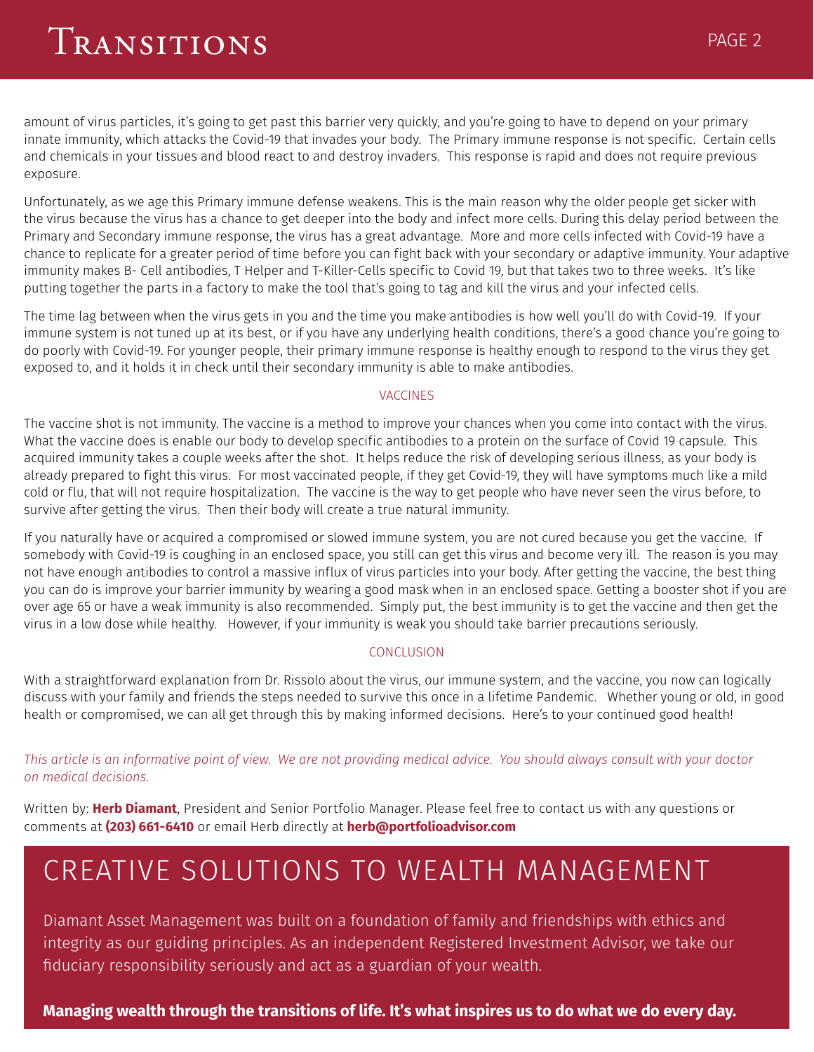amount of virus particles, it's going to get past this barrier very quickly, and you're going to have to depend on your primary innate immunity, which attacks the Covid-19 that invades your body. The Primary immune response is not specific. Certain cells and chemicals in your tissues and blood react to and destroy invaders. This response is rapid and does not require previous exposure.

Unfortunately, as we age this Primary immune defense weakens. This is the main reason why the older people get sicker with the virus because the virus has a chance to get deeper into the body and infect more cells. During this delay period between the Primary and Secondary immune response, the virus has a great advantage. More and more cells infected with Covid-19 have a chance to replicate for a greater period of time before you can fight back with your secondary or adaptive immunity. Your adaptive immunity makes B- Cell antibodies, T Helper and T-Killer-Cells specific to Covid 19, but that takes two to three weeks. It's like putting together the parts in a factory to make the tool that's going to tag and kill the virus and your infected cells.

The time lag between when the virus gets in you and the time you make antibodies is how well you'll do with Covid-19. If your immune system is not tuned up at its best, or if you have any underlying health conditions, there's a good chance you're going to do poorly with Covid-19. For younger people, their primary immune response is healthy enough to respond to the virus they get exposed to, and it holds it in check until their secondary immunity is able to make antibodies.

### VACCINES

The vaccine shot is not immunity. The vaccine is a method to improve your chances when you come into contact with the virus. What the vaccine does is enable our body to develop specific antibodies to a protein on the surface of Covid 19 capsule. This acquired immunity takes a couple weeks after the shot. It helps reduce the risk of developing serious illness, as your body is already prepared to fight this virus. For most vaccinated people, if they get Covid-19, they will have symptoms much like a mild cold or flu, that will not require hospitalization. The vaccine is the way to get people who have never seen the virus before, to survive after getting the virus. Then their body will create a true natural immunity.

If you naturally have or acquired a compromised or slowed immune system, you are not cured because you get the vaccine. If somebody with Covid-19 is coughing in an enclosed space, you still can get this virus and become very ill. The reason is you may not have enough antibodies to control a massive influx of virus particles into your body. After getting the vaccine, the best thing you can do is improve your barrier immunity by wearing a good mask when in an enclosed space. Getting a booster shot if you are over age 65 or have a weak immunity is also recommended. Simply put, the best immunity is to get the vaccine and then get the virus in a low dose while healthy. However, if your immunity is weak you should take barrier precautions seriously.

### CONCLUSION

With a straightforward explanation from Dr. Rissolo about the virus, our immune system, and the vaccine, you now can logically discuss with your family and friends the steps needed to survive this once in a lifetime Pandemic. Whether young or old, in good health or compromised, we can all get through this by making informed decisions. Here's to your continued good health!

*This article is an informative point of view. We are not providing medical advice. You should always consult with your doctor on medical decisions.*

Written by: **Herb Diamant**, President and Senior Portfolio Manager. Please feel free to contact us with any questions or comments at **(203) 661-6410** or email Herb directly at **herb@portfolioadvisor.com**

## CREATIVE SOLUTIONS TO WEALTH MANAGEMENT

Diamant Asset Management was built on a foundation of family and friendships with ethics and integrity as our guiding principles. As an independent Registered Investment Advisor, we take our fiduciary responsibility seriously and act as a guardian of your wealth.

**Managing wealth through the transitions of life. It's what inspires us to do what we do every day.**